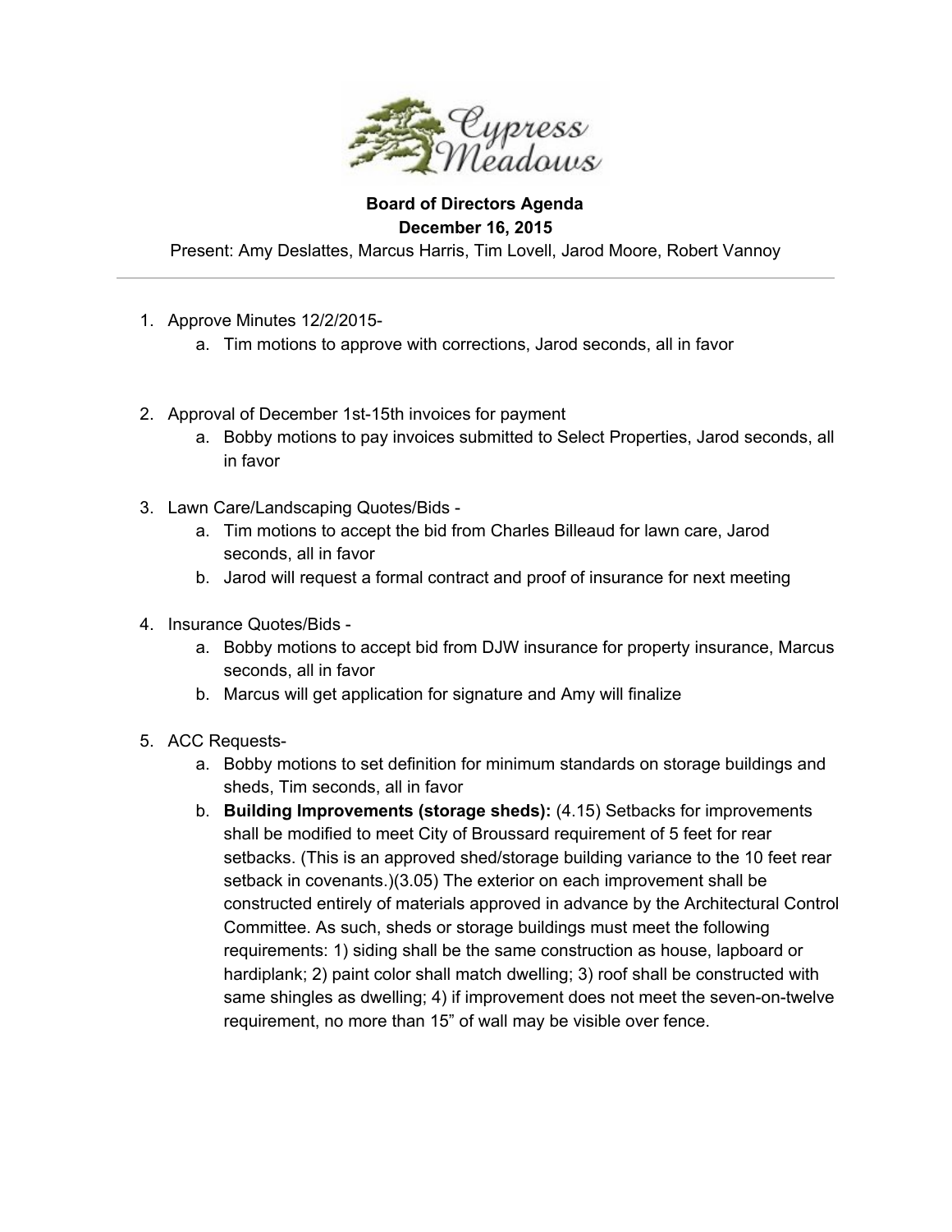Cypress Meadows

**Board of Directors Agenda**
**December 16, 2015**

Present: Amy Deslattes, Marcus Harris, Tim Lovell, Jarod Moore, Robert Vannoy

---

1. Approve Minutes 12/2/2015-
    a. Tim motions to approve with corrections, Jarod seconds, all in favor

2. Approval of December 1st-15th invoices for payment
    a. Bobby motions to pay invoices submitted to Select Properties, Jarod seconds, all in favor

3. Lawn Care/Landscaping Quotes/Bids -
    a. Tim motions to accept the bid from Charles Billeaud for lawn care, Jarod seconds, all in favor
    b. Jarod will request a formal contract and proof of insurance for next meeting

4. Insurance Quotes/Bids -
    a. Bobby motions to accept bid from DJW insurance for property insurance, Marcus seconds, all in favor
    b. Marcus will get application for signature and Amy will finalize

5. ACC Requests-
    a. Bobby motions to set definition for minimum standards on storage buildings and sheds, Tim seconds, all in favor
    b. **Building Improvements (storage sheds):** (4.15) Setbacks for improvements shall be modified to meet City of Broussard requirement of 5 feet for rear setbacks. (This is an approved shed/storage building variance to the 10 feet rear setback in covenants.)(3.05) The exterior on each improvement shall be constructed entirely of materials approved in advance by the Architectural Control Committee. As such, sheds or storage buildings must meet the following requirements: 1) siding shall be the same construction as house, lapboard or hardiplank; 2) paint color shall match dwelling; 3) roof shall be constructed with same shingles as dwelling; 4) if improvement does not meet the seven-on-twelve requirement, no more than 15" of wall may be visible over fence.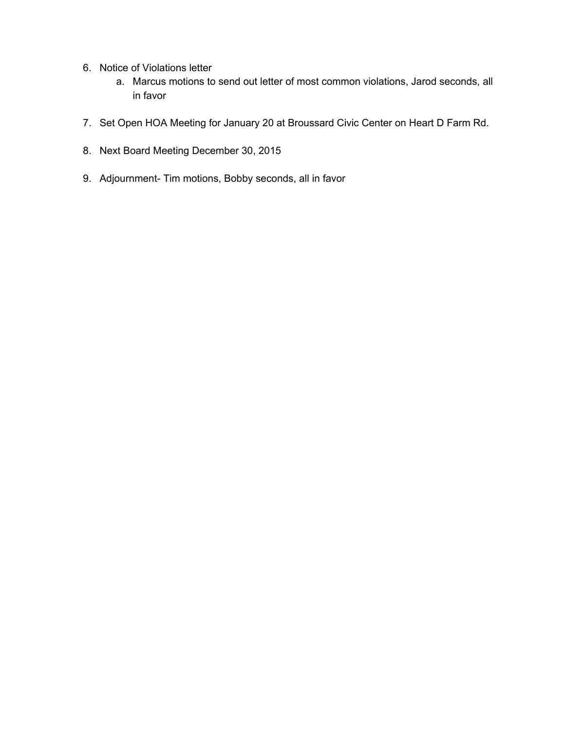6. Notice of Violations letter
    a. Marcus motions to send out letter of most common violations, Jarod seconds, all in favor

7. Set Open HOA Meeting for January 20 at Broussard Civic Center on Heart D Farm Rd.

8. Next Board Meeting December 30, 2015

9. Adjournment- Tim motions, Bobby seconds, all in favor